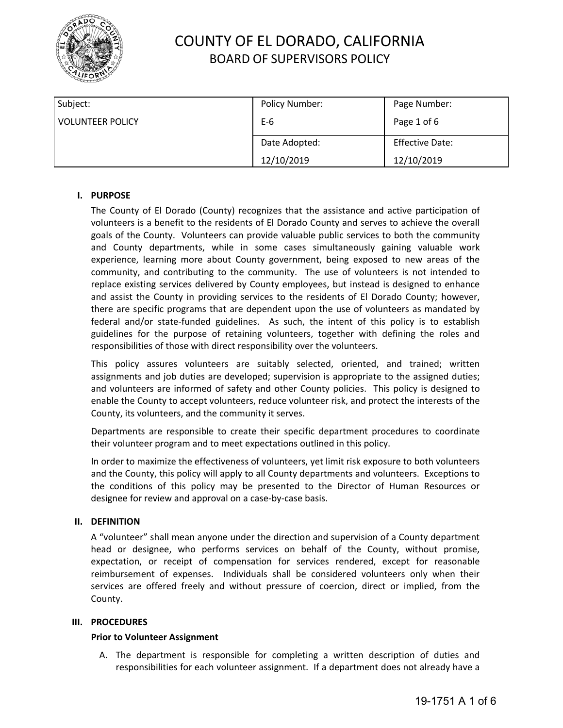# COUNTY OF EL DORADO, CALIFORNIA
## BOARD OF SUPERVISORS POLICY

| Subject: | Policy Number: | Page Number: |
|---|---|---|
| VOLUNTEER POLICY | E-6 | Page 1 of 6 |
| | Date Adopted: | Effective Date: |
| | 12/10/2019 | 12/10/2019 |

### I. PURPOSE

The County of El Dorado (County) recognizes that the assistance and active participation of volunteers is a benefit to the residents of El Dorado County and serves to achieve the overall goals of the County. Volunteers can provide valuable public services to both the community and County departments, while in some cases simultaneously gaining valuable work experience, learning more about County government, being exposed to new areas of the community, and contributing to the community. The use of volunteers is not intended to replace existing services delivered by County employees, but instead is designed to enhance and assist the County in providing services to the residents of El Dorado County; however, there are specific programs that are dependent upon the use of volunteers as mandated by federal and/or state-funded guidelines. As such, the intent of this policy is to establish guidelines for the purpose of retaining volunteers, together with defining the roles and responsibilities of those with direct responsibility over the volunteers.

This policy assures volunteers are suitably selected, oriented, and trained; written assignments and job duties are developed; supervision is appropriate to the assigned duties; and volunteers are informed of safety and other County policies. This policy is designed to enable the County to accept volunteers, reduce volunteer risk, and protect the interests of the County, its volunteers, and the community it serves.

Departments are responsible to create their specific department procedures to coordinate their volunteer program and to meet expectations outlined in this policy.

In order to maximize the effectiveness of volunteers, yet limit risk exposure to both volunteers and the County, this policy will apply to all County departments and volunteers. Exceptions to the conditions of this policy may be presented to the Director of Human Resources or designee for review and approval on a case-by-case basis.

### II. DEFINITION

A "volunteer" shall mean anyone under the direction and supervision of a County department head or designee, who performs services on behalf of the County, without promise, expectation, or receipt of compensation for services rendered, except for reasonable reimbursement of expenses. Individuals shall be considered volunteers only when their services are offered freely and without pressure of coercion, direct or implied, from the County.

### III. PROCEDURES

**Prior to Volunteer Assignment**

A. The department is responsible for completing a written description of duties and responsibilities for each volunteer assignment. If a department does not already have a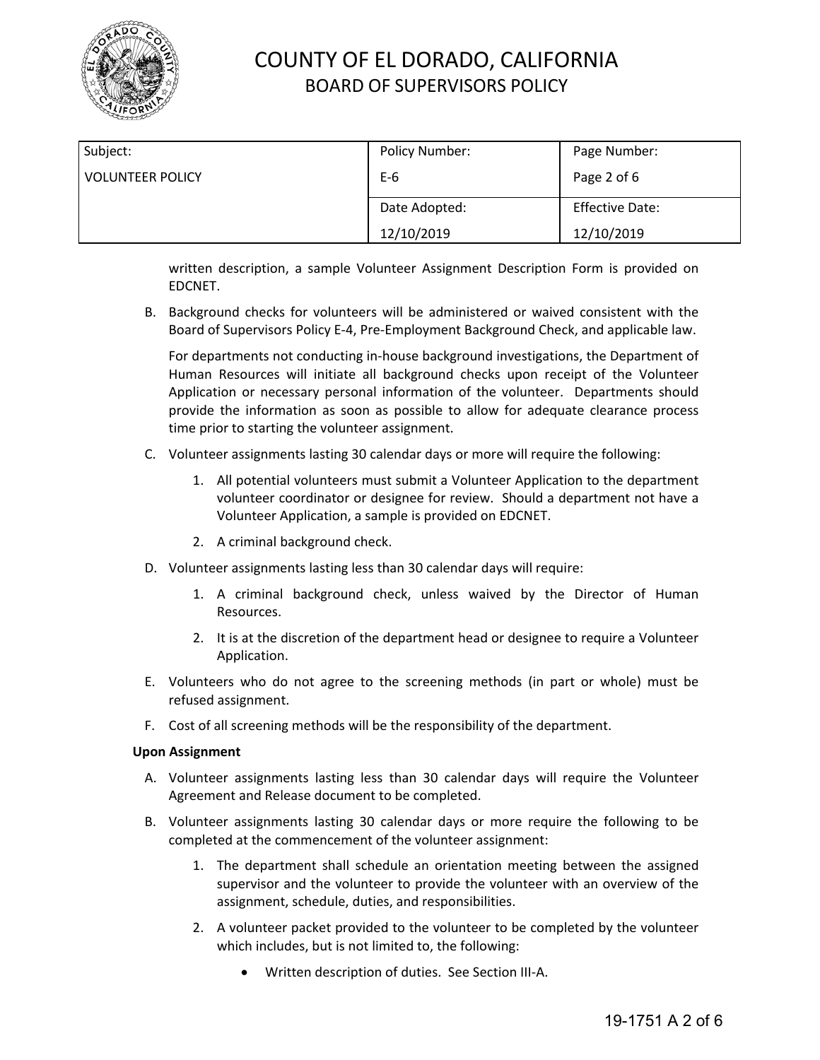written description, a sample Volunteer Assignment Description Form is provided on EDCNET.

B. Background checks for volunteers will be administered or waived consistent with the Board of Supervisors Policy E-4, Pre-Employment Background Check, and applicable law.

   For departments not conducting in-house background investigations, the Department of Human Resources will initiate all background checks upon receipt of the Volunteer Application or necessary personal information of the volunteer. Departments should provide the information as soon as possible to allow for adequate clearance process time prior to starting the volunteer assignment.

C. Volunteer assignments lasting 30 calendar days or more will require the following:

   1. All potential volunteers must submit a Volunteer Application to the department volunteer coordinator or designee for review. Should a department not have a Volunteer Application, a sample is provided on EDCNET.
   2. A criminal background check.

D. Volunteer assignments lasting less than 30 calendar days will require:

   1. A criminal background check, unless waived by the Director of Human Resources.
   2. It is at the discretion of the department head or designee to require a Volunteer Application.

E. Volunteers who do not agree to the screening methods (in part or whole) must be refused assignment.

F. Cost of all screening methods will be the responsibility of the department.

**Upon Assignment**

A. Volunteer assignments lasting less than 30 calendar days will require the Volunteer Agreement and Release document to be completed.

B. Volunteer assignments lasting 30 calendar days or more require the following to be completed at the commencement of the volunteer assignment:

   1. The department shall schedule an orientation meeting between the assigned supervisor and the volunteer to provide the volunteer with an overview of the assignment, schedule, duties, and responsibilities.
   2. A volunteer packet provided to the volunteer to be completed by the volunteer which includes, but is not limited to, the following:
      - Written description of duties. See Section III-A.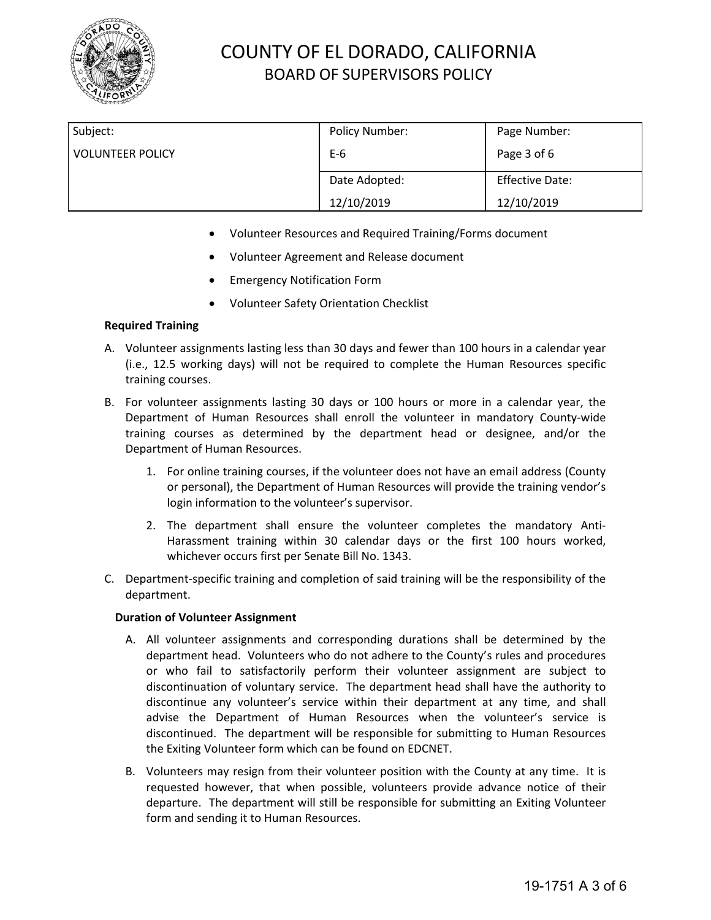- Volunteer Resources and Required Training/Forms document
- Volunteer Agreement and Release document
- Emergency Notification Form
- Volunteer Safety Orientation Checklist

**Required Training**

A. Volunteer assignments lasting less than 30 days and fewer than 100 hours in a calendar year (i.e., 12.5 working days) will not be required to complete the Human Resources specific training courses.

B. For volunteer assignments lasting 30 days or 100 hours or more in a calendar year, the Department of Human Resources shall enroll the volunteer in mandatory County-wide training courses as determined by the department head or designee, and/or the Department of Human Resources.

   1. For online training courses, if the volunteer does not have an email address (County or personal), the Department of Human Resources will provide the training vendor's login information to the volunteer's supervisor.

   2. The department shall ensure the volunteer completes the mandatory Anti-Harassment training within 30 calendar days or the first 100 hours worked, whichever occurs first per Senate Bill No. 1343.

C. Department-specific training and completion of said training will be the responsibility of the department.

**Duration of Volunteer Assignment**

A. All volunteer assignments and corresponding durations shall be determined by the department head. Volunteers who do not adhere to the County's rules and procedures or who fail to satisfactorily perform their volunteer assignment are subject to discontinuation of voluntary service. The department head shall have the authority to discontinue any volunteer's service within their department at any time, and shall advise the Department of Human Resources when the volunteer's service is discontinued. The department will be responsible for submitting to Human Resources the Exiting Volunteer form which can be found on EDCNET.

B. Volunteers may resign from their volunteer position with the County at any time. It is requested however, that when possible, volunteers provide advance notice of their departure. The department will still be responsible for submitting an Exiting Volunteer form and sending it to Human Resources.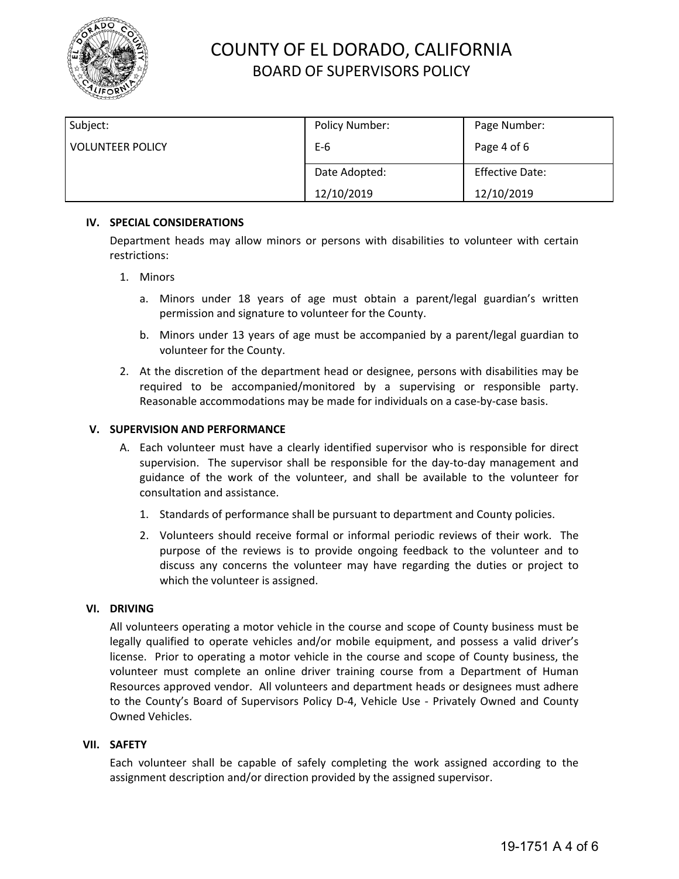# COUNTY OF EL DORADO, CALIFORNIA
## BOARD OF SUPERVISORS POLICY

| Subject: | Policy Number: | Page Number: |
|---|---|---|
| VOLUNTEER POLICY | E-6 | Page 4 of 6 |
| | Date Adopted: | Effective Date: |
| | 12/10/2019 | 12/10/2019 |

### IV. SPECIAL CONSIDERATIONS

Department heads may allow minors or persons with disabilities to volunteer with certain restrictions:

1. Minors
   a. Minors under 18 years of age must obtain a parent/legal guardian's written permission and signature to volunteer for the County.
   b. Minors under 13 years of age must be accompanied by a parent/legal guardian to volunteer for the County.
2. At the discretion of the department head or designee, persons with disabilities may be required to be accompanied/monitored by a supervising or responsible party. Reasonable accommodations may be made for individuals on a case-by-case basis.

### V. SUPERVISION AND PERFORMANCE

A. Each volunteer must have a clearly identified supervisor who is responsible for direct supervision. The supervisor shall be responsible for the day-to-day management and guidance of the work of the volunteer, and shall be available to the volunteer for consultation and assistance.
   1. Standards of performance shall be pursuant to department and County policies.
   2. Volunteers should receive formal or informal periodic reviews of their work. The purpose of the reviews is to provide ongoing feedback to the volunteer and to discuss any concerns the volunteer may have regarding the duties or project to which the volunteer is assigned.

### VI. DRIVING

All volunteers operating a motor vehicle in the course and scope of County business must be legally qualified to operate vehicles and/or mobile equipment, and possess a valid driver's license. Prior to operating a motor vehicle in the course and scope of County business, the volunteer must complete an online driver training course from a Department of Human Resources approved vendor. All volunteers and department heads or designees must adhere to the County's Board of Supervisors Policy D-4, Vehicle Use - Privately Owned and County Owned Vehicles.

### VII. SAFETY

Each volunteer shall be capable of safely completing the work assigned according to the assignment description and/or direction provided by the assigned supervisor.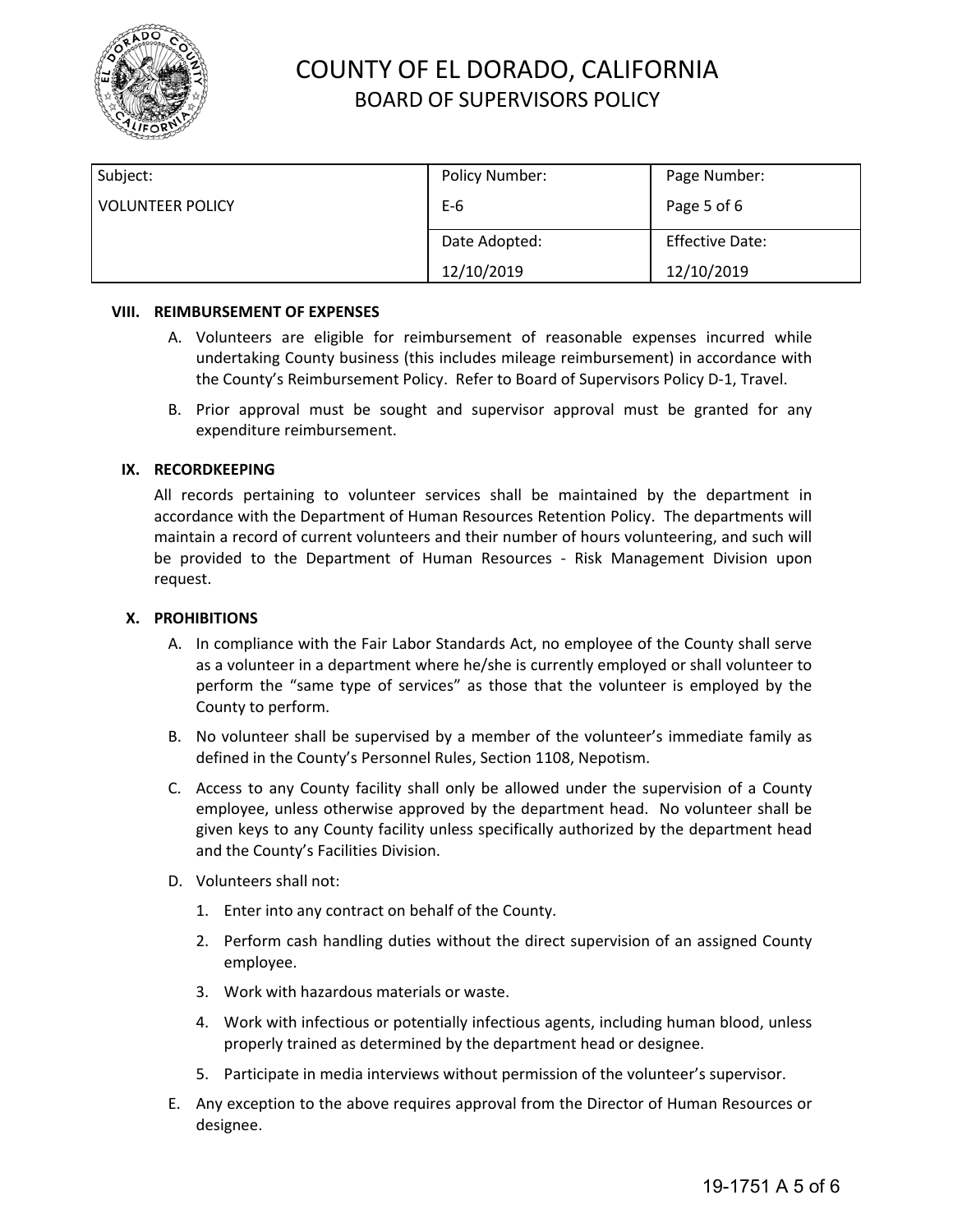# COUNTY OF EL DORADO, CALIFORNIA
## BOARD OF SUPERVISORS POLICY

| Subject: | Policy Number: | Page Number: |
|---|---|---|
| VOLUNTEER POLICY | E-6 | Page 5 of 6 |
| | Date Adopted: | Effective Date: |
| | 12/10/2019 | 12/10/2019 |

**VIII. REIMBURSEMENT OF EXPENSES**

A. Volunteers are eligible for reimbursement of reasonable expenses incurred while undertaking County business (this includes mileage reimbursement) in accordance with the County's Reimbursement Policy. Refer to Board of Supervisors Policy D-1, Travel.

B. Prior approval must be sought and supervisor approval must be granted for any expenditure reimbursement.

**IX. RECORDKEEPING**

All records pertaining to volunteer services shall be maintained by the department in accordance with the Department of Human Resources Retention Policy. The departments will maintain a record of current volunteers and their number of hours volunteering, and such will be provided to the Department of Human Resources - Risk Management Division upon request.

**X. PROHIBITIONS**

A. In compliance with the Fair Labor Standards Act, no employee of the County shall serve as a volunteer in a department where he/she is currently employed or shall volunteer to perform the "same type of services" as those that the volunteer is employed by the County to perform.

B. No volunteer shall be supervised by a member of the volunteer's immediate family as defined in the County's Personnel Rules, Section 1108, Nepotism.

C. Access to any County facility shall only be allowed under the supervision of a County employee, unless otherwise approved by the department head. No volunteer shall be given keys to any County facility unless specifically authorized by the department head and the County's Facilities Division.

D. Volunteers shall not:

1. Enter into any contract on behalf of the County.
2. Perform cash handling duties without the direct supervision of an assigned County employee.
3. Work with hazardous materials or waste.
4. Work with infectious or potentially infectious agents, including human blood, unless properly trained as determined by the department head or designee.
5. Participate in media interviews without permission of the volunteer's supervisor.

E. Any exception to the above requires approval from the Director of Human Resources or designee.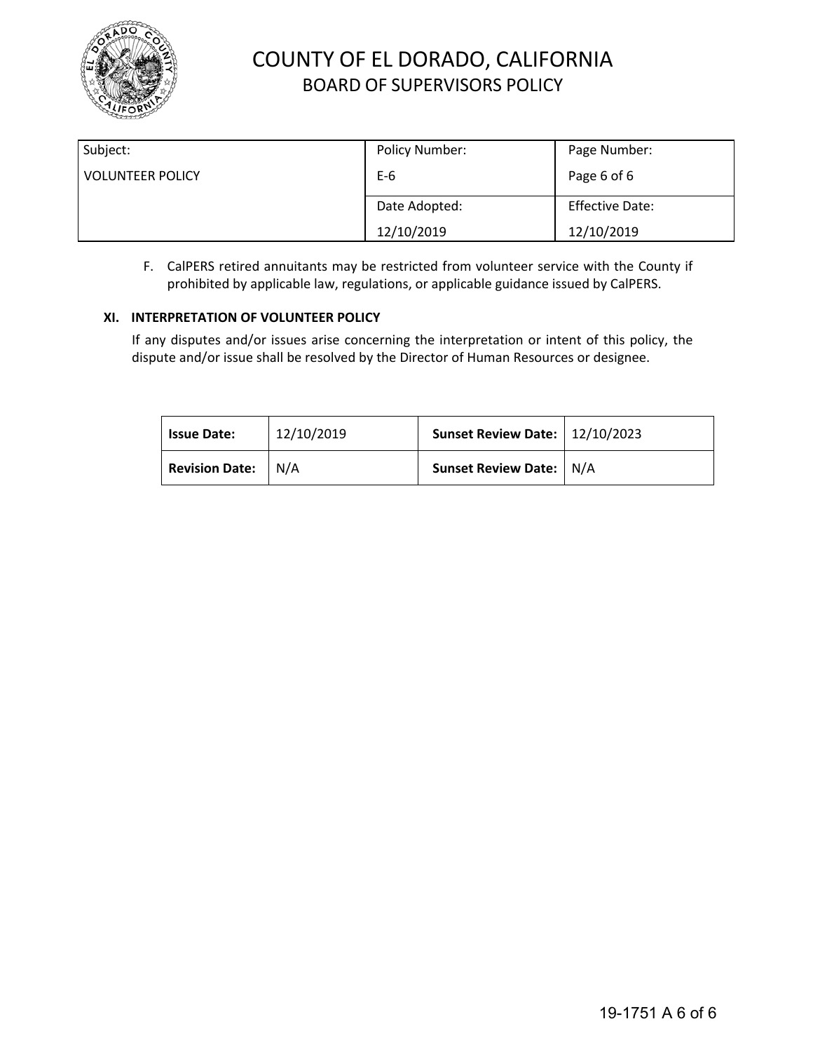# COUNTY OF EL DORADO, CALIFORNIA
## BOARD OF SUPERVISORS POLICY

| Subject: | Policy Number: | Page Number: |
|---|---|---|
| VOLUNTEER POLICY | E-6 | Page 6 of 6 |
| | Date Adopted: | Effective Date: |
| | 12/10/2019 | 12/10/2019 |

F. CalPERS retired annuitants may be restricted from volunteer service with the County if prohibited by applicable law, regulations, or applicable guidance issued by CalPERS.

### XI. INTERPRETATION OF VOLUNTEER POLICY

If any disputes and/or issues arise concerning the interpretation or intent of this policy, the dispute and/or issue shall be resolved by the Director of Human Resources or designee.

| | | | |
|---|---|---|---|
| **Issue Date:** | 12/10/2019 | **Sunset Review Date:** | 12/10/2023 |
| **Revision Date:** | N/A | **Sunset Review Date:** | N/A |